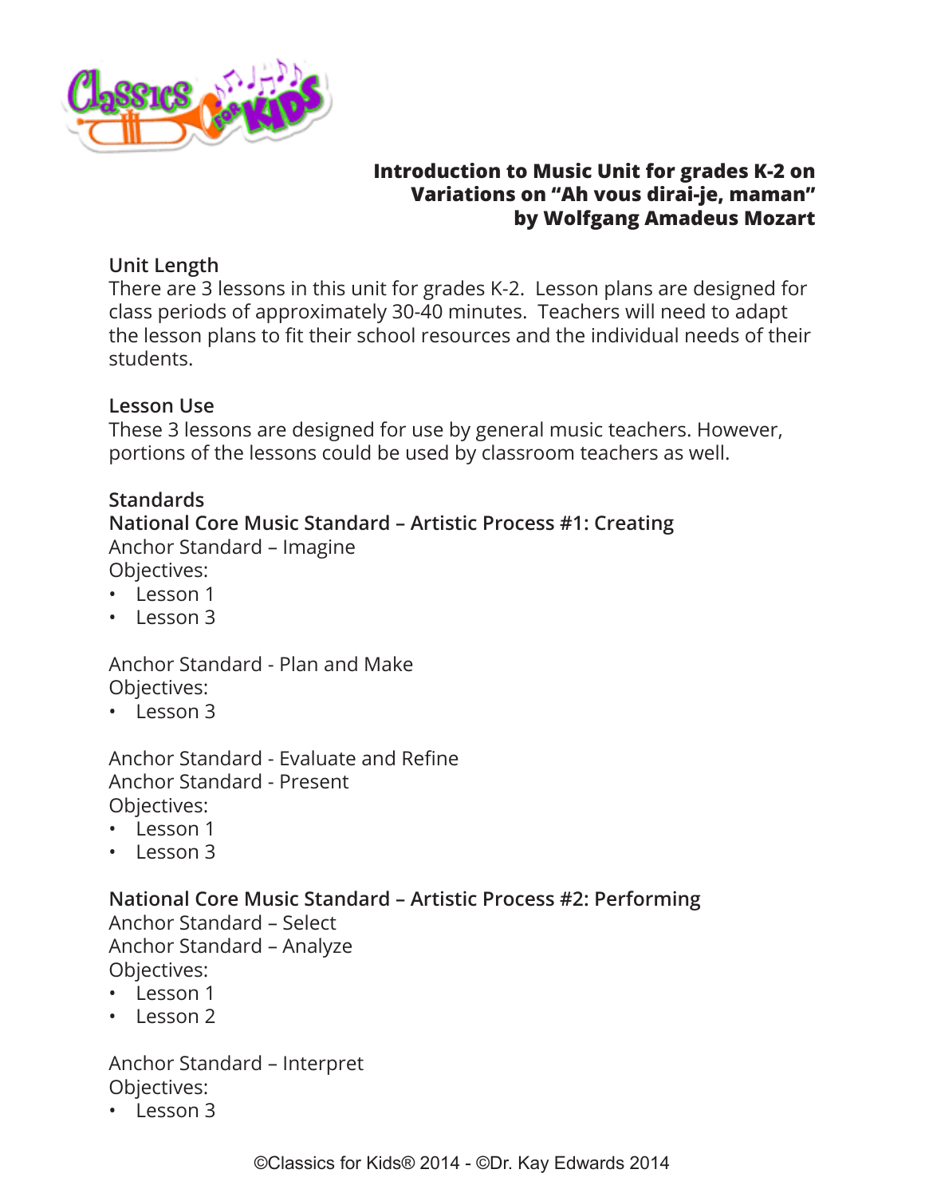# Introduction to Music Unit for grades K-2 on Variations on "Ah vous dirai-je, maman" by Wolfgang Amadeus Mozart

## Unit Length

There are 3 lessons in this unit for grades K-2. Lesson plans are designed for class periods of approximately 30-40 minutes. Teachers will need to adapt the lesson plans to fit their school resources and the individual needs of their students.

## Lesson Use

These 3 lessons are designed for use by general music teachers. However, portions of the lessons could be used by classroom teachers as well.

## Standards

### National Core Music Standard – Artistic Process #1: Creating

Anchor Standard – Imagine
Objectives:

- Lesson 1
- Lesson 3

Anchor Standard - Plan and Make
Objectives:

- Lesson 3

Anchor Standard - Evaluate and Refine
Anchor Standard - Present
Objectives:

- Lesson 1
- Lesson 3

### National Core Music Standard – Artistic Process #2: Performing

Anchor Standard – Select
Anchor Standard – Analyze
Objectives:

- Lesson 1
- Lesson 2

Anchor Standard – Interpret
Objectives:

- Lesson 3

©Classics for Kids® 2014 - ©Dr. Kay Edwards 2014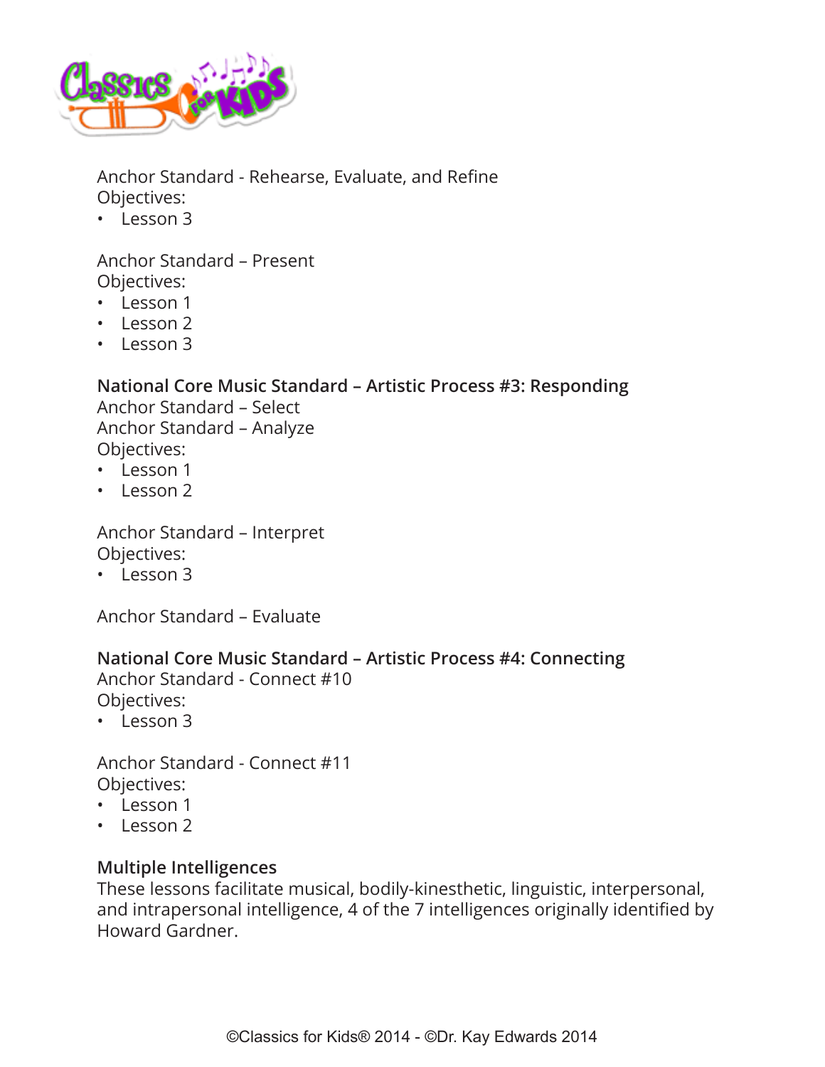Anchor Standard - Rehearse, Evaluate, and Refine
Objectives:
- Lesson 3

Anchor Standard – Present
Objectives:
- Lesson 1
- Lesson 2
- Lesson 3

**National Core Music Standard – Artistic Process #3: Responding**
Anchor Standard – Select
Anchor Standard – Analyze
Objectives:
- Lesson 1
- Lesson 2

Anchor Standard – Interpret
Objectives:
- Lesson 3

Anchor Standard – Evaluate

**National Core Music Standard – Artistic Process #4: Connecting**
Anchor Standard - Connect #10
Objectives:
- Lesson 3

Anchor Standard - Connect #11
Objectives:
- Lesson 1
- Lesson 2

**Multiple Intelligences**
These lessons facilitate musical, bodily-kinesthetic, linguistic, interpersonal, and intrapersonal intelligence, 4 of the 7 intelligences originally identified by Howard Gardner.

©Classics for Kids® 2014 - ©Dr. Kay Edwards 2014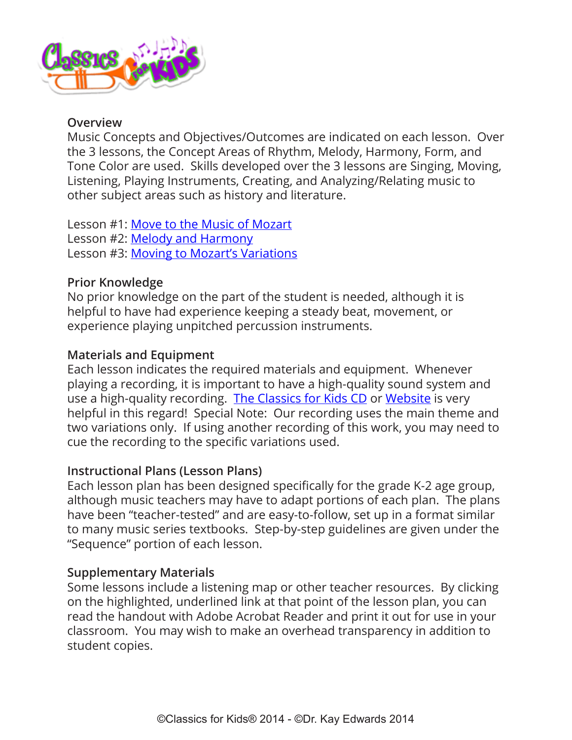## Overview

Music Concepts and Objectives/Outcomes are indicated on each lesson. Over the 3 lessons, the Concept Areas of Rhythm, Melody, Harmony, Form, and Tone Color are used. Skills developed over the 3 lessons are Singing, Moving, Listening, Playing Instruments, Creating, and Analyzing/Relating music to other subject areas such as history and literature.

Lesson #1: Move to the Music of Mozart
Lesson #2: Melody and Harmony
Lesson #3: Moving to Mozart's Variations

## Prior Knowledge

No prior knowledge on the part of the student is needed, although it is helpful to have had experience keeping a steady beat, movement, or experience playing unpitched percussion instruments.

## Materials and Equipment

Each lesson indicates the required materials and equipment. Whenever playing a recording, it is important to have a high-quality sound system and use a high-quality recording. The Classics for Kids CD or Website is very helpful in this regard! Special Note: Our recording uses the main theme and two variations only. If using another recording of this work, you may need to cue the recording to the specific variations used.

## Instructional Plans (Lesson Plans)

Each lesson plan has been designed specifically for the grade K-2 age group, although music teachers may have to adapt portions of each plan. The plans have been "teacher-tested" and are easy-to-follow, set up in a format similar to many music series textbooks. Step-by-step guidelines are given under the "Sequence" portion of each lesson.

## Supplementary Materials

Some lessons include a listening map or other teacher resources. By clicking on the highlighted, underlined link at that point of the lesson plan, you can read the handout with Adobe Acrobat Reader and print it out for use in your classroom. You may wish to make an overhead transparency in addition to student copies.

©Classics for Kids® 2014 - ©Dr. Kay Edwards 2014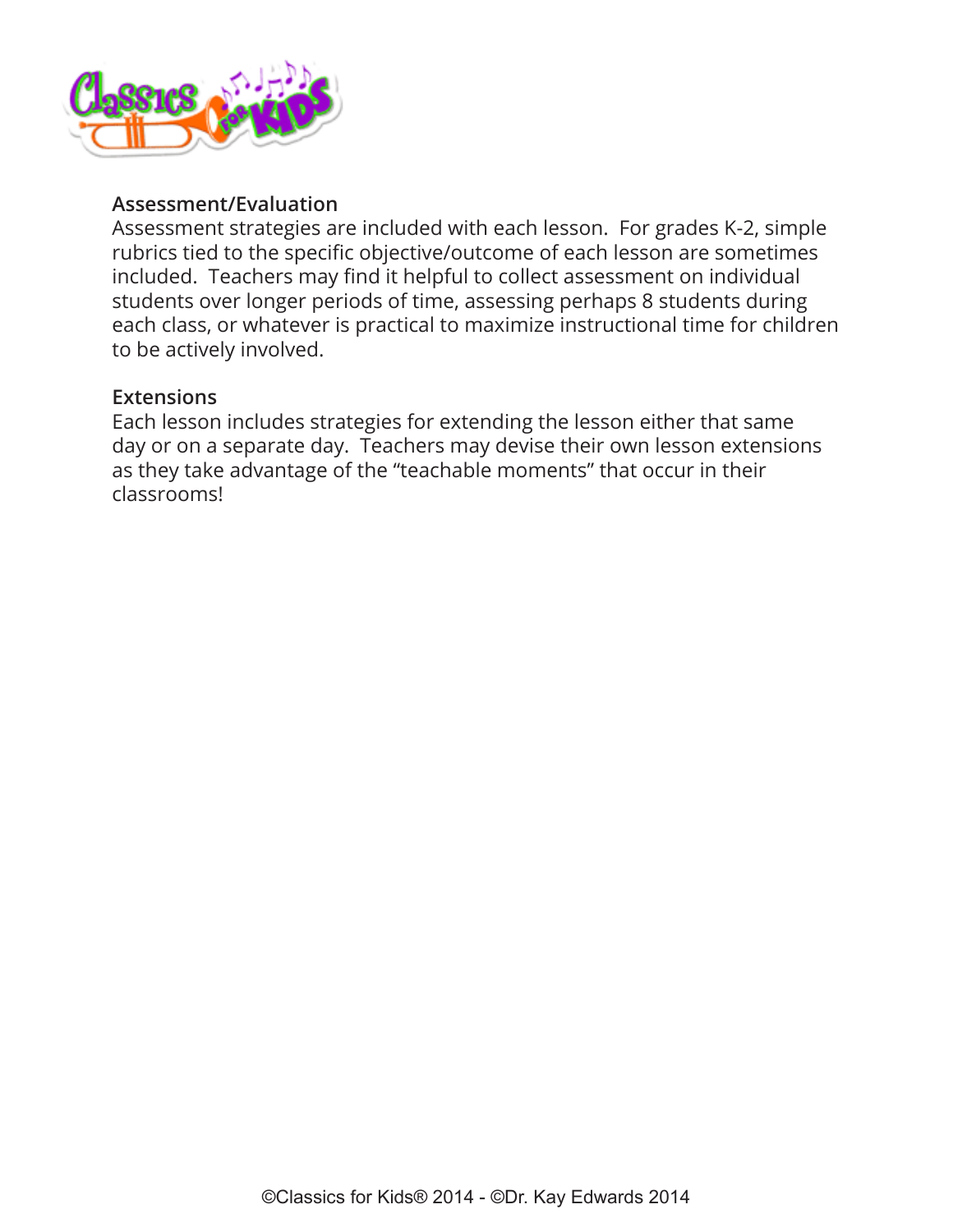## Assessment/Evaluation

Assessment strategies are included with each lesson. For grades K-2, simple rubrics tied to the specific objective/outcome of each lesson are sometimes included. Teachers may find it helpful to collect assessment on individual students over longer periods of time, assessing perhaps 8 students during each class, or whatever is practical to maximize instructional time for children to be actively involved.

## Extensions

Each lesson includes strategies for extending the lesson either that same day or on a separate day. Teachers may devise their own lesson extensions as they take advantage of the "teachable moments" that occur in their classrooms!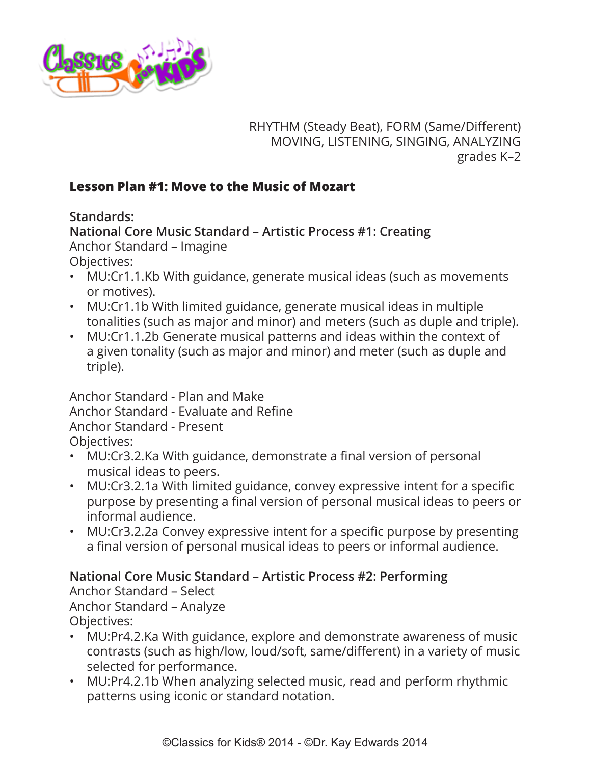RHYTHM (Steady Beat), FORM (Same/Different)
MOVING, LISTENING, SINGING, ANALYZING
grades K–2

## Lesson Plan #1: Move to the Music of Mozart

**Standards:**

**National Core Music Standard – Artistic Process #1: Creating**

Anchor Standard – Imagine

Objectives:

- MU:Cr1.1.Kb With guidance, generate musical ideas (such as movements or motives).
- MU:Cr1.1b With limited guidance, generate musical ideas in multiple tonalities (such as major and minor) and meters (such as duple and triple).
- MU:Cr1.1.2b Generate musical patterns and ideas within the context of a given tonality (such as major and minor) and meter (such as duple and triple).

Anchor Standard - Plan and Make
Anchor Standard - Evaluate and Refine
Anchor Standard - Present

Objectives:

- MU:Cr3.2.Ka With guidance, demonstrate a final version of personal musical ideas to peers.
- MU:Cr3.2.1a With limited guidance, convey expressive intent for a specific purpose by presenting a final version of personal musical ideas to peers or informal audience.
- MU:Cr3.2.2a Convey expressive intent for a specific purpose by presenting a final version of personal musical ideas to peers or informal audience.

**National Core Music Standard – Artistic Process #2: Performing**

Anchor Standard – Select
Anchor Standard – Analyze

Objectives:

- MU:Pr4.2.Ka With guidance, explore and demonstrate awareness of music contrasts (such as high/low, loud/soft, same/different) in a variety of music selected for performance.
- MU:Pr4.2.1b When analyzing selected music, read and perform rhythmic patterns using iconic or standard notation.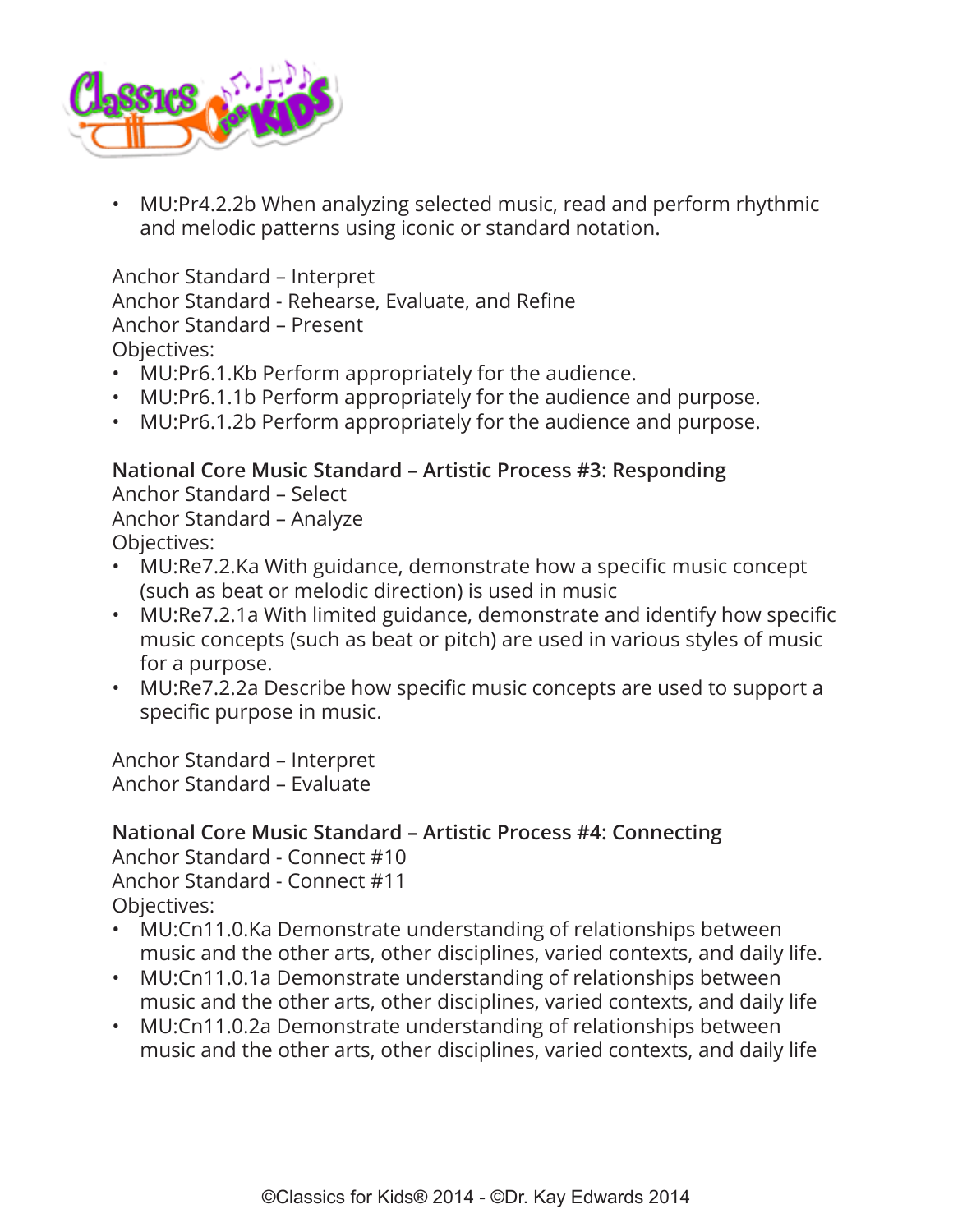- MU:Pr4.2.2b When analyzing selected music, read and perform rhythmic and melodic patterns using iconic or standard notation.

Anchor Standard – Interpret
Anchor Standard - Rehearse, Evaluate, and Refine
Anchor Standard – Present
Objectives:

- MU:Pr6.1.Kb Perform appropriately for the audience.
- MU:Pr6.1.1b Perform appropriately for the audience and purpose.
- MU:Pr6.1.2b Perform appropriately for the audience and purpose.

**National Core Music Standard – Artistic Process #3: Responding**
Anchor Standard – Select
Anchor Standard – Analyze
Objectives:

- MU:Re7.2.Ka With guidance, demonstrate how a specific music concept (such as beat or melodic direction) is used in music
- MU:Re7.2.1a With limited guidance, demonstrate and identify how specific music concepts (such as beat or pitch) are used in various styles of music for a purpose.
- MU:Re7.2.2a Describe how specific music concepts are used to support a specific purpose in music.

Anchor Standard – Interpret
Anchor Standard – Evaluate

**National Core Music Standard – Artistic Process #4: Connecting**
Anchor Standard - Connect #10
Anchor Standard - Connect #11
Objectives:

- MU:Cn11.0.Ka Demonstrate understanding of relationships between music and the other arts, other disciplines, varied contexts, and daily life.
- MU:Cn11.0.1a Demonstrate understanding of relationships between music and the other arts, other disciplines, varied contexts, and daily life
- MU:Cn11.0.2a Demonstrate understanding of relationships between music and the other arts, other disciplines, varied contexts, and daily life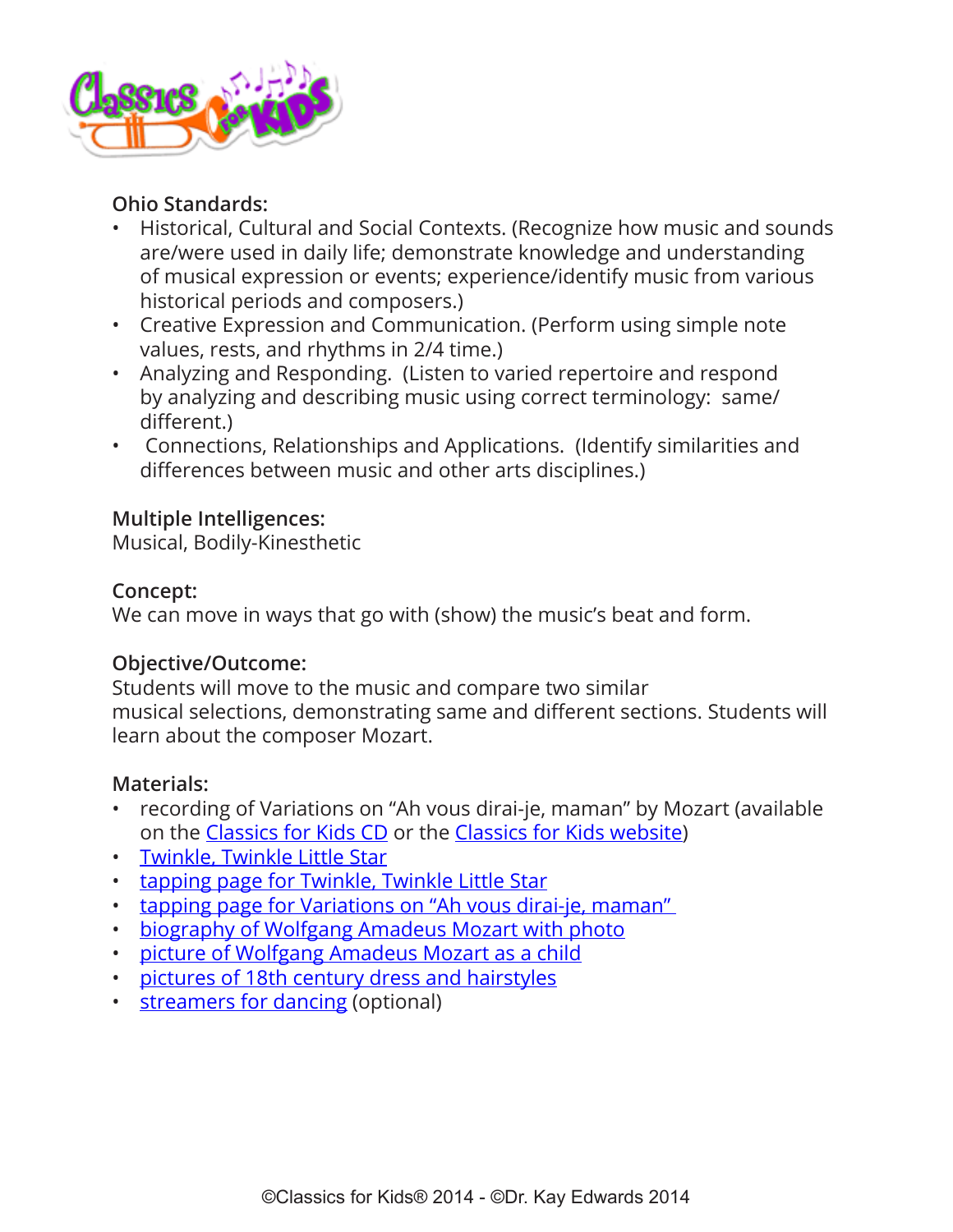**Ohio Standards:**

- Historical, Cultural and Social Contexts. (Recognize how music and sounds are/were used in daily life; demonstrate knowledge and understanding of musical expression or events; experience/identify music from various historical periods and composers.)
- Creative Expression and Communication. (Perform using simple note values, rests, and rhythms in 2/4 time.)
- Analyzing and Responding. (Listen to varied repertoire and respond by analyzing and describing music using correct terminology: same/different.)
- Connections, Relationships and Applications. (Identify similarities and differences between music and other arts disciplines.)

**Multiple Intelligences:**
Musical, Bodily-Kinesthetic

**Concept:**
We can move in ways that go with (show) the music's beat and form.

**Objective/Outcome:**
Students will move to the music and compare two similar musical selections, demonstrating same and different sections. Students will learn about the composer Mozart.

**Materials:**

- recording of Variations on "Ah vous dirai-je, maman" by Mozart (available on the Classics for Kids CD or the Classics for Kids website)
- Twinkle, Twinkle Little Star
- tapping page for Twinkle, Twinkle Little Star
- tapping page for Variations on "Ah vous dirai-je, maman"
- biography of Wolfgang Amadeus Mozart with photo
- picture of Wolfgang Amadeus Mozart as a child
- pictures of 18th century dress and hairstyles
- streamers for dancing (optional)

©Classics for Kids® 2014 - ©Dr. Kay Edwards 2014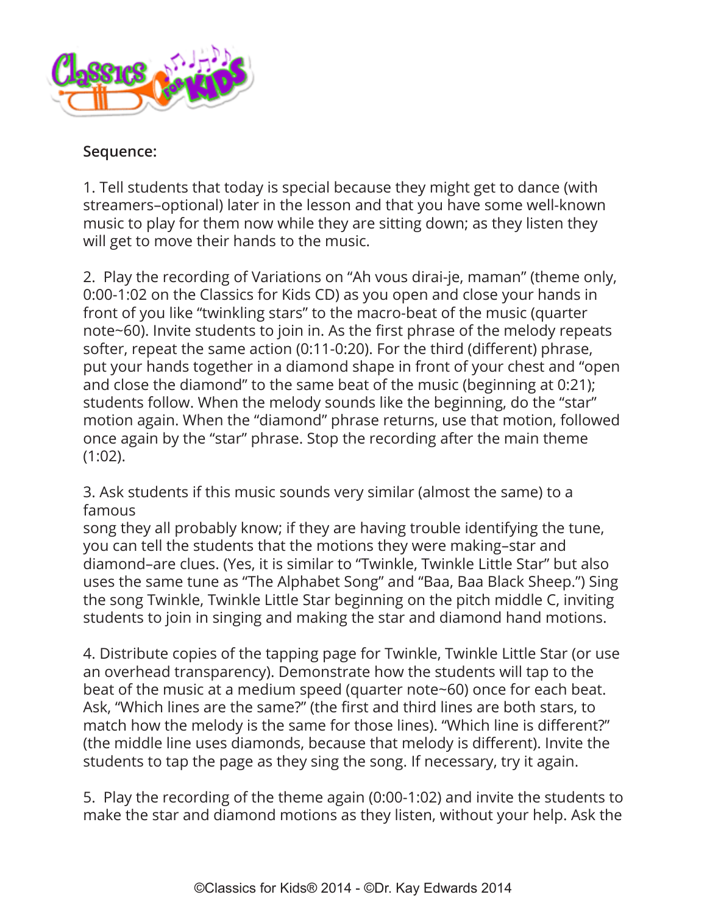**Sequence:**

1. Tell students that today is special because they might get to dance (with streamers–optional) later in the lesson and that you have some well-known music to play for them now while they are sitting down; as they listen they will get to move their hands to the music.

2. Play the recording of Variations on "Ah vous dirai-je, maman" (theme only, 0:00-1:02 on the Classics for Kids CD) as you open and close your hands in front of you like "twinkling stars" to the macro-beat of the music (quarter note~60). Invite students to join in. As the first phrase of the melody repeats softer, repeat the same action (0:11-0:20). For the third (different) phrase, put your hands together in a diamond shape in front of your chest and "open and close the diamond" to the same beat of the music (beginning at 0:21); students follow. When the melody sounds like the beginning, do the "star" motion again. When the "diamond" phrase returns, use that motion, followed once again by the "star" phrase. Stop the recording after the main theme (1:02).

3. Ask students if this music sounds very similar (almost the same) to a famous
song they all probably know; if they are having trouble identifying the tune, you can tell the students that the motions they were making–star and diamond–are clues. (Yes, it is similar to "Twinkle, Twinkle Little Star" but also uses the same tune as "The Alphabet Song" and "Baa, Baa Black Sheep.") Sing the song Twinkle, Twinkle Little Star beginning on the pitch middle C, inviting students to join in singing and making the star and diamond hand motions.

4. Distribute copies of the tapping page for Twinkle, Twinkle Little Star (or use an overhead transparency). Demonstrate how the students will tap to the beat of the music at a medium speed (quarter note~60) once for each beat. Ask, "Which lines are the same?" (the first and third lines are both stars, to match how the melody is the same for those lines). "Which line is different?" (the middle line uses diamonds, because that melody is different). Invite the students to tap the page as they sing the song. If necessary, try it again.

5. Play the recording of the theme again (0:00-1:02) and invite the students to make the star and diamond motions as they listen, without your help. Ask the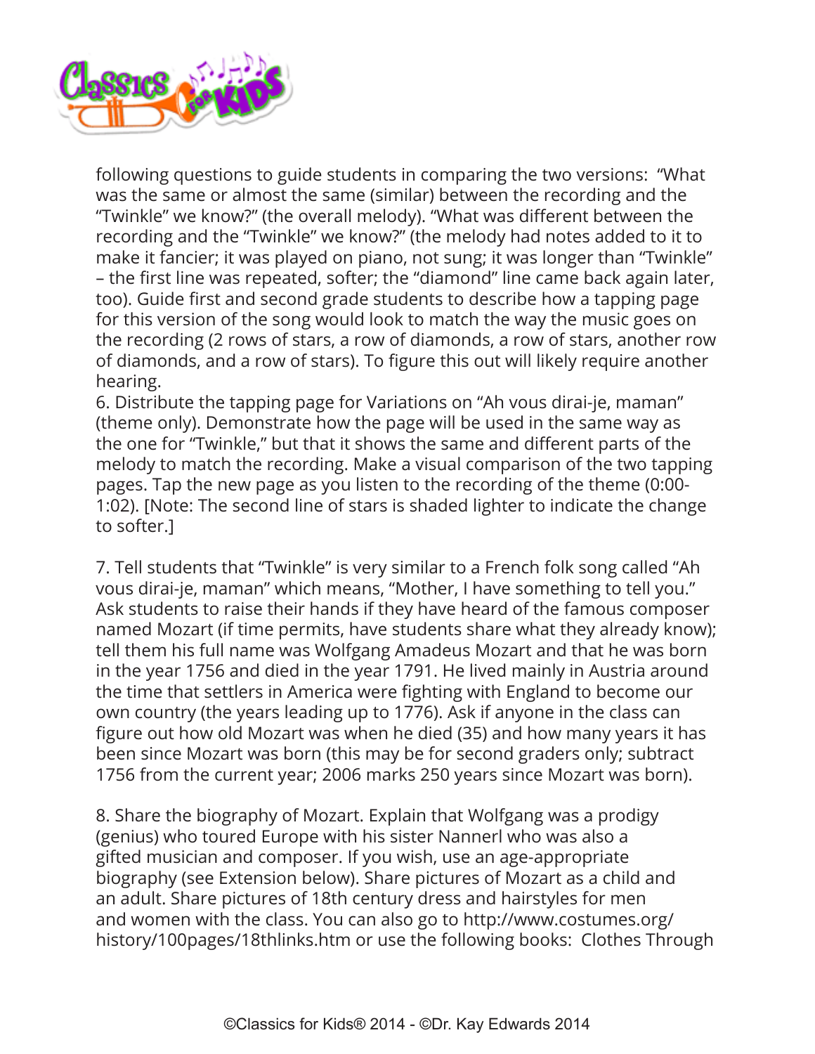following questions to guide students in comparing the two versions: "What was the same or almost the same (similar) between the recording and the "Twinkle" we know?" (the overall melody). "What was different between the recording and the "Twinkle" we know?" (the melody had notes added to it to make it fancier; it was played on piano, not sung; it was longer than "Twinkle" – the first line was repeated, softer; the "diamond" line came back again later, too). Guide first and second grade students to describe how a tapping page for this version of the song would look to match the way the music goes on the recording (2 rows of stars, a row of diamonds, a row of stars, another row of diamonds, and a row of stars). To figure this out will likely require another hearing.

6. Distribute the tapping page for Variations on "Ah vous dirai-je, maman" (theme only). Demonstrate how the page will be used in the same way as the one for "Twinkle," but that it shows the same and different parts of the melody to match the recording. Make a visual comparison of the two tapping pages. Tap the new page as you listen to the recording of the theme (0:00-1:02). [Note: The second line of stars is shaded lighter to indicate the change to softer.]

7. Tell students that "Twinkle" is very similar to a French folk song called "Ah vous dirai-je, maman" which means, "Mother, I have something to tell you." Ask students to raise their hands if they have heard of the famous composer named Mozart (if time permits, have students share what they already know); tell them his full name was Wolfgang Amadeus Mozart and that he was born in the year 1756 and died in the year 1791. He lived mainly in Austria around the time that settlers in America were fighting with England to become our own country (the years leading up to 1776). Ask if anyone in the class can figure out how old Mozart was when he died (35) and how many years it has been since Mozart was born (this may be for second graders only; subtract 1756 from the current year; 2006 marks 250 years since Mozart was born).

8. Share the biography of Mozart. Explain that Wolfgang was a prodigy (genius) who toured Europe with his sister Nannerl who was also a gifted musician and composer. If you wish, use an age-appropriate biography (see Extension below). Share pictures of Mozart as a child and an adult. Share pictures of 18th century dress and hairstyles for men and women with the class. You can also go to http://www.costumes.org/history/100pages/18thlinks.htm or use the following books: Clothes Through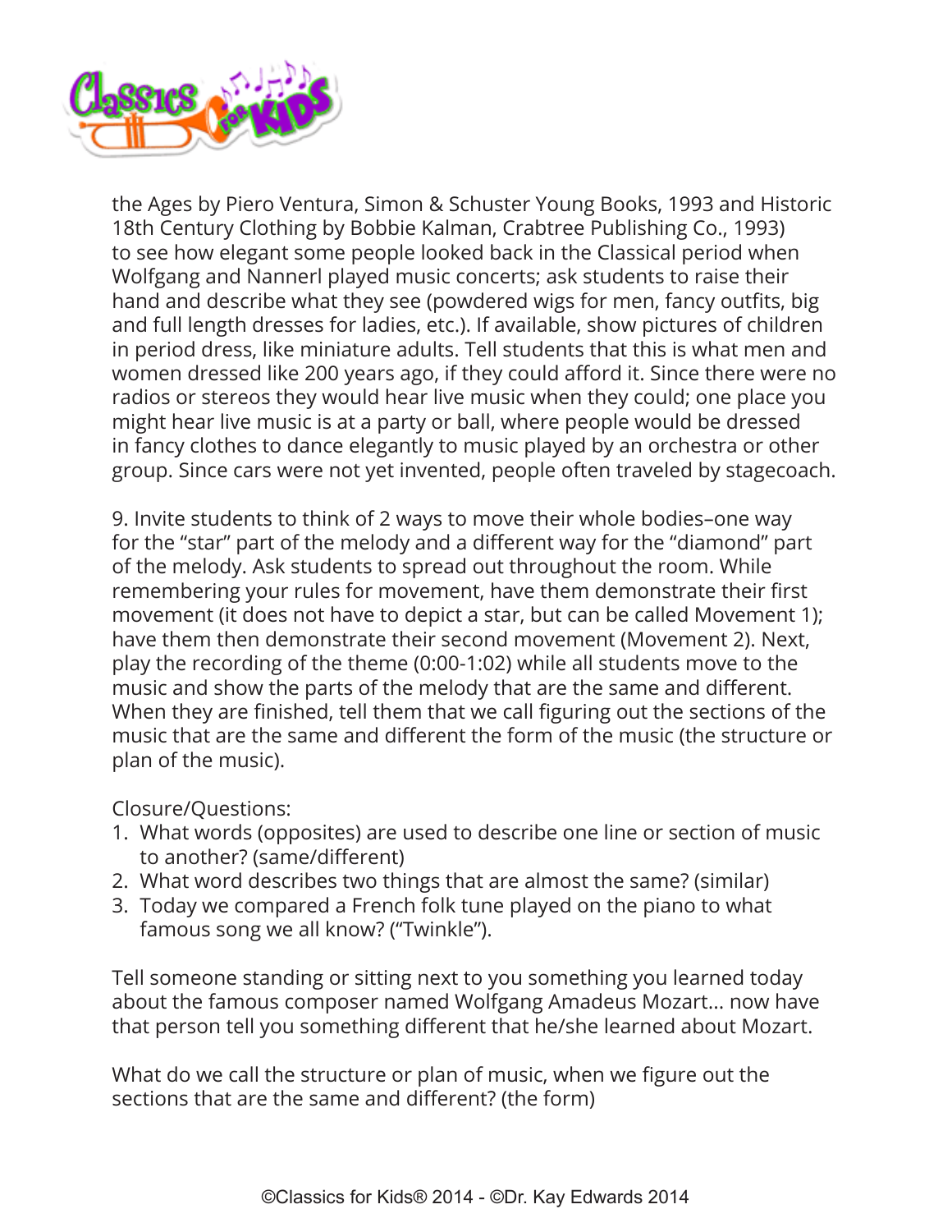the Ages by Piero Ventura, Simon & Schuster Young Books, 1993 and Historic 18th Century Clothing by Bobbie Kalman, Crabtree Publishing Co., 1993) to see how elegant some people looked back in the Classical period when Wolfgang and Nannerl played music concerts; ask students to raise their hand and describe what they see (powdered wigs for men, fancy outfits, big and full length dresses for ladies, etc.). If available, show pictures of children in period dress, like miniature adults. Tell students that this is what men and women dressed like 200 years ago, if they could afford it. Since there were no radios or stereos they would hear live music when they could; one place you might hear live music is at a party or ball, where people would be dressed in fancy clothes to dance elegantly to music played by an orchestra or other group. Since cars were not yet invented, people often traveled by stagecoach.

9. Invite students to think of 2 ways to move their whole bodies–one way for the "star" part of the melody and a different way for the "diamond" part of the melody. Ask students to spread out throughout the room. While remembering your rules for movement, have them demonstrate their first movement (it does not have to depict a star, but can be called Movement 1); have them then demonstrate their second movement (Movement 2). Next, play the recording of the theme (0:00-1:02) while all students move to the music and show the parts of the melody that are the same and different. When they are finished, tell them that we call figuring out the sections of the music that are the same and different the form of the music (the structure or plan of the music).

Closure/Questions:

1. What words (opposites) are used to describe one line or section of music to another? (same/different)
2. What word describes two things that are almost the same? (similar)
3. Today we compared a French folk tune played on the piano to what famous song we all know? ("Twinkle").

Tell someone standing or sitting next to you something you learned today about the famous composer named Wolfgang Amadeus Mozart... now have that person tell you something different that he/she learned about Mozart.

What do we call the structure or plan of music, when we figure out the sections that are the same and different? (the form)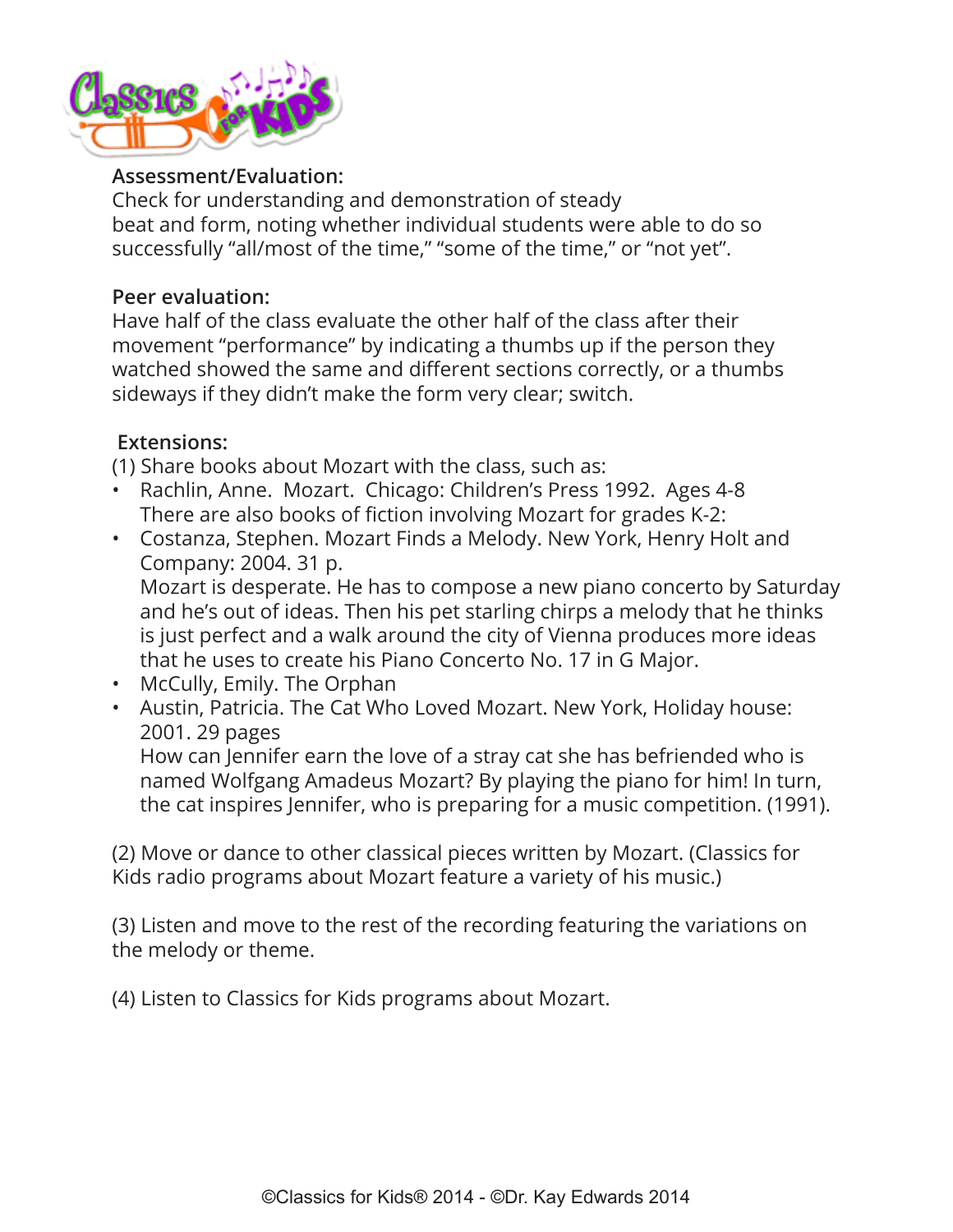**Assessment/Evaluation:**
Check for understanding and demonstration of steady beat and form, noting whether individual students were able to do so successfully "all/most of the time," "some of the time," or "not yet".

**Peer evaluation:**
Have half of the class evaluate the other half of the class after their movement "performance" by indicating a thumbs up if the person they watched showed the same and different sections correctly, or a thumbs sideways if they didn't make the form very clear; switch.

**Extensions:**
(1) Share books about Mozart with the class, such as:

- Rachlin, Anne. Mozart. Chicago: Children's Press 1992. Ages 4-8
  There are also books of fiction involving Mozart for grades K-2:
- Costanza, Stephen. Mozart Finds a Melody. New York, Henry Holt and Company: 2004. 31 p.
  Mozart is desperate. He has to compose a new piano concerto by Saturday and he's out of ideas. Then his pet starling chirps a melody that he thinks is just perfect and a walk around the city of Vienna produces more ideas that he uses to create his Piano Concerto No. 17 in G Major.
- McCully, Emily. The Orphan
- Austin, Patricia. The Cat Who Loved Mozart. New York, Holiday house: 2001. 29 pages
  How can Jennifer earn the love of a stray cat she has befriended who is named Wolfgang Amadeus Mozart? By playing the piano for him! In turn, the cat inspires Jennifer, who is preparing for a music competition. (1991).

(2) Move or dance to other classical pieces written by Mozart. (Classics for Kids radio programs about Mozart feature a variety of his music.)

(3) Listen and move to the rest of the recording featuring the variations on the melody or theme.

(4) Listen to Classics for Kids programs about Mozart.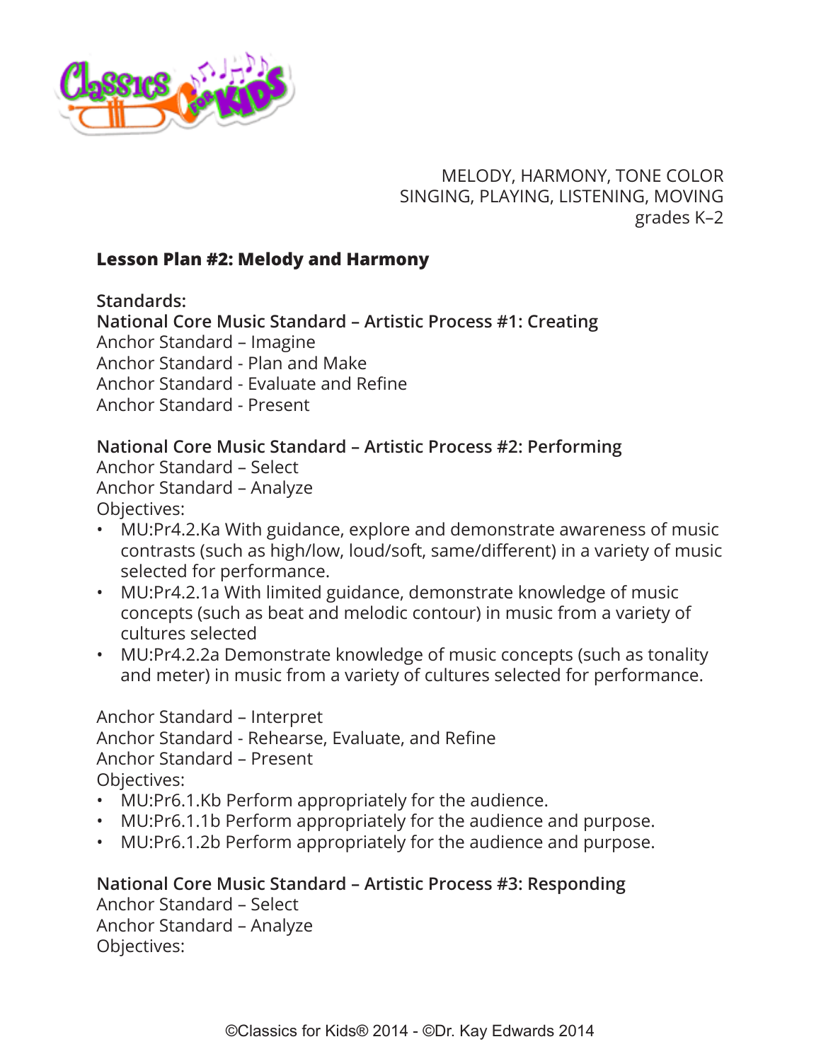MELODY, HARMONY, TONE COLOR
SINGING, PLAYING, LISTENING, MOVING
grades K–2

## Lesson Plan #2: Melody and Harmony

**Standards:**

**National Core Music Standard – Artistic Process #1: Creating**

Anchor Standard – Imagine
Anchor Standard - Plan and Make
Anchor Standard - Evaluate and Refine
Anchor Standard - Present

**National Core Music Standard – Artistic Process #2: Performing**

Anchor Standard – Select
Anchor Standard – Analyze
Objectives:

- MU:Pr4.2.Ka With guidance, explore and demonstrate awareness of music contrasts (such as high/low, loud/soft, same/different) in a variety of music selected for performance.
- MU:Pr4.2.1a With limited guidance, demonstrate knowledge of music concepts (such as beat and melodic contour) in music from a variety of cultures selected
- MU:Pr4.2.2a Demonstrate knowledge of music concepts (such as tonality and meter) in music from a variety of cultures selected for performance.

Anchor Standard – Interpret
Anchor Standard - Rehearse, Evaluate, and Refine
Anchor Standard – Present
Objectives:

- MU:Pr6.1.Kb Perform appropriately for the audience.
- MU:Pr6.1.1b Perform appropriately for the audience and purpose.
- MU:Pr6.1.2b Perform appropriately for the audience and purpose.

**National Core Music Standard – Artistic Process #3: Responding**

Anchor Standard – Select
Anchor Standard – Analyze
Objectives:

©Classics for Kids® 2014 - ©Dr. Kay Edwards 2014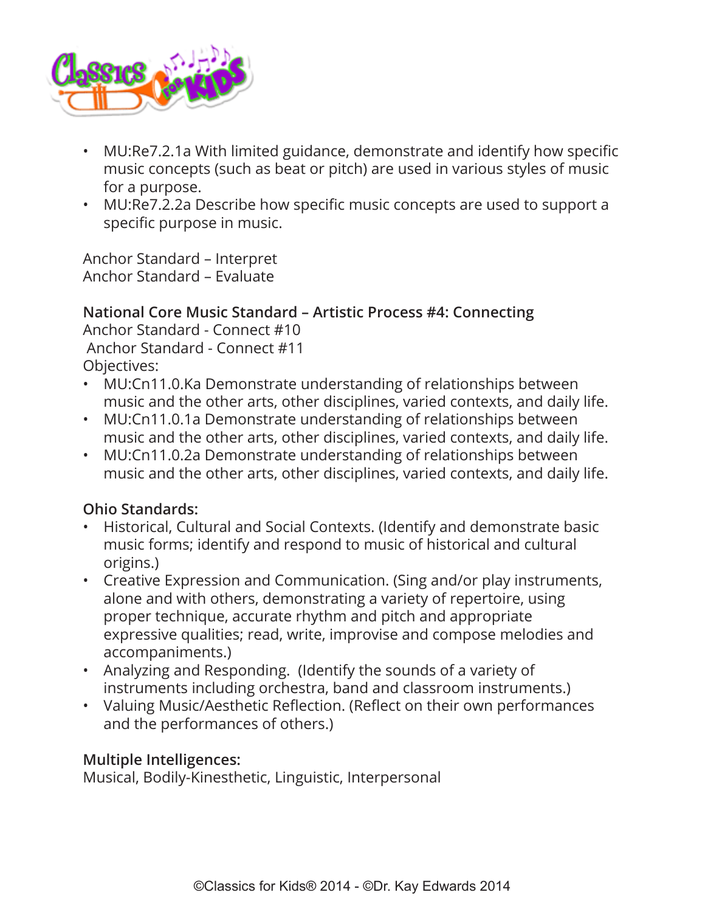- MU:Re7.2.1a With limited guidance, demonstrate and identify how specific music concepts (such as beat or pitch) are used in various styles of music for a purpose.
- MU:Re7.2.2a Describe how specific music concepts are used to support a specific purpose in music.

Anchor Standard – Interpret
Anchor Standard – Evaluate

**National Core Music Standard – Artistic Process #4: Connecting**
Anchor Standard - Connect #10
Anchor Standard - Connect #11
Objectives:

- MU:Cn11.0.Ka Demonstrate understanding of relationships between music and the other arts, other disciplines, varied contexts, and daily life.
- MU:Cn11.0.1a Demonstrate understanding of relationships between music and the other arts, other disciplines, varied contexts, and daily life.
- MU:Cn11.0.2a Demonstrate understanding of relationships between music and the other arts, other disciplines, varied contexts, and daily life.

**Ohio Standards:**

- Historical, Cultural and Social Contexts. (Identify and demonstrate basic music forms; identify and respond to music of historical and cultural origins.)
- Creative Expression and Communication. (Sing and/or play instruments, alone and with others, demonstrating a variety of repertoire, using proper technique, accurate rhythm and pitch and appropriate expressive qualities; read, write, improvise and compose melodies and accompaniments.)
- Analyzing and Responding. (Identify the sounds of a variety of instruments including orchestra, band and classroom instruments.)
- Valuing Music/Aesthetic Reflection. (Reflect on their own performances and the performances of others.)

**Multiple Intelligences:**
Musical, Bodily-Kinesthetic, Linguistic, Interpersonal

©Classics for Kids® 2014 - ©Dr. Kay Edwards 2014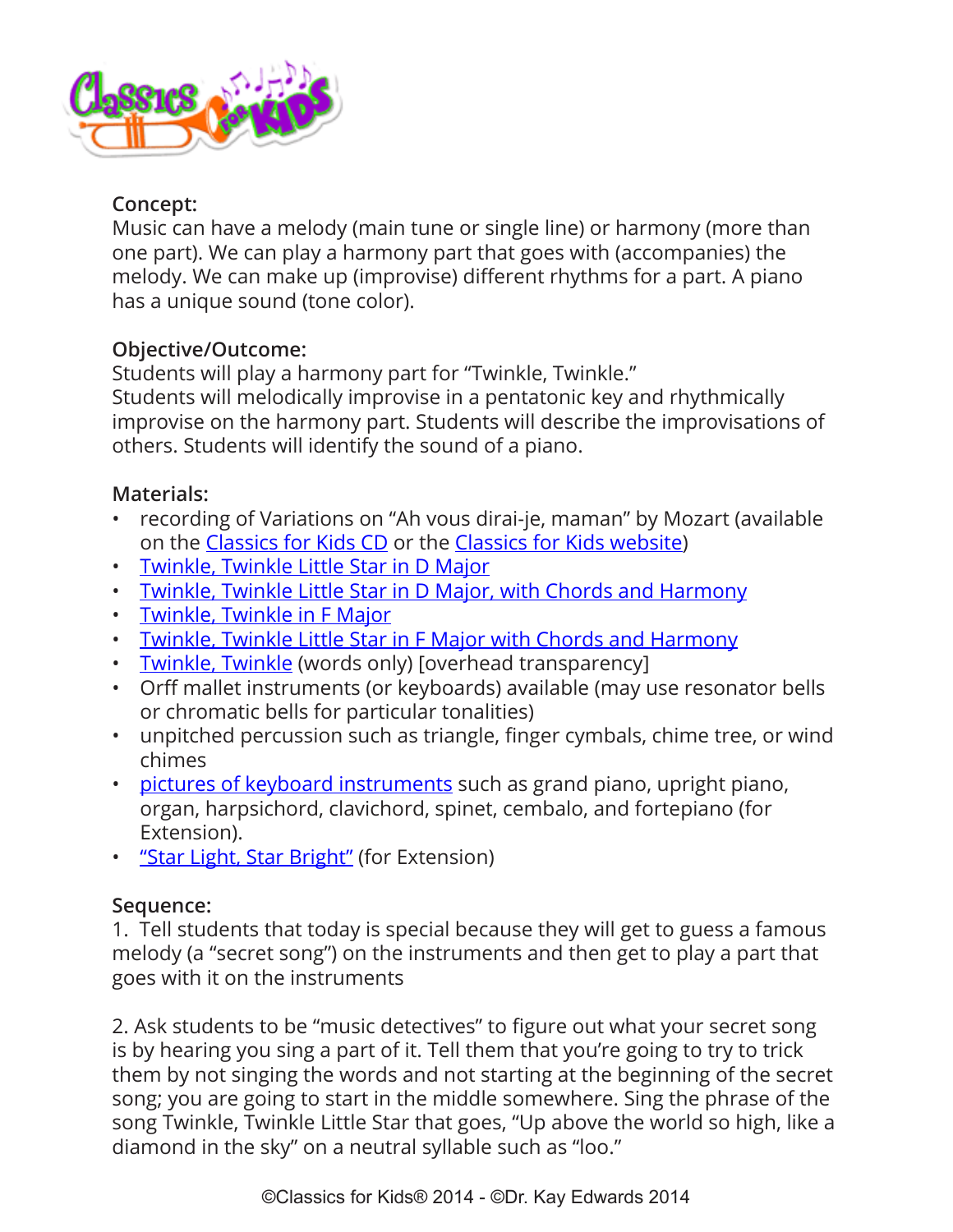**Concept:**
Music can have a melody (main tune or single line) or harmony (more than one part). We can play a harmony part that goes with (accompanies) the melody. We can make up (improvise) different rhythms for a part. A piano has a unique sound (tone color).

**Objective/Outcome:**
Students will play a harmony part for "Twinkle, Twinkle."
Students will melodically improvise in a pentatonic key and rhythmically improvise on the harmony part. Students will describe the improvisations of others. Students will identify the sound of a piano.

**Materials:**

- recording of Variations on "Ah vous dirai-je, maman" by Mozart (available on the Classics for Kids CD or the Classics for Kids website)
- Twinkle, Twinkle Little Star in D Major
- Twinkle, Twinkle Little Star in D Major, with Chords and Harmony
- Twinkle, Twinkle in F Major
- Twinkle, Twinkle Little Star in F Major with Chords and Harmony
- Twinkle, Twinkle (words only) [overhead transparency]
- Orff mallet instruments (or keyboards) available (may use resonator bells or chromatic bells for particular tonalities)
- unpitched percussion such as triangle, finger cymbals, chime tree, or wind chimes
- pictures of keyboard instruments such as grand piano, upright piano, organ, harpsichord, clavichord, spinet, cembalo, and fortepiano (for Extension).
- "Star Light, Star Bright" (for Extension)

**Sequence:**

1. Tell students that today is special because they will get to guess a famous melody (a "secret song") on the instruments and then get to play a part that goes with it on the instruments

2. Ask students to be "music detectives" to figure out what your secret song is by hearing you sing a part of it. Tell them that you're going to try to trick them by not singing the words and not starting at the beginning of the secret song; you are going to start in the middle somewhere. Sing the phrase of the song Twinkle, Twinkle Little Star that goes, "Up above the world so high, like a diamond in the sky" on a neutral syllable such as "loo."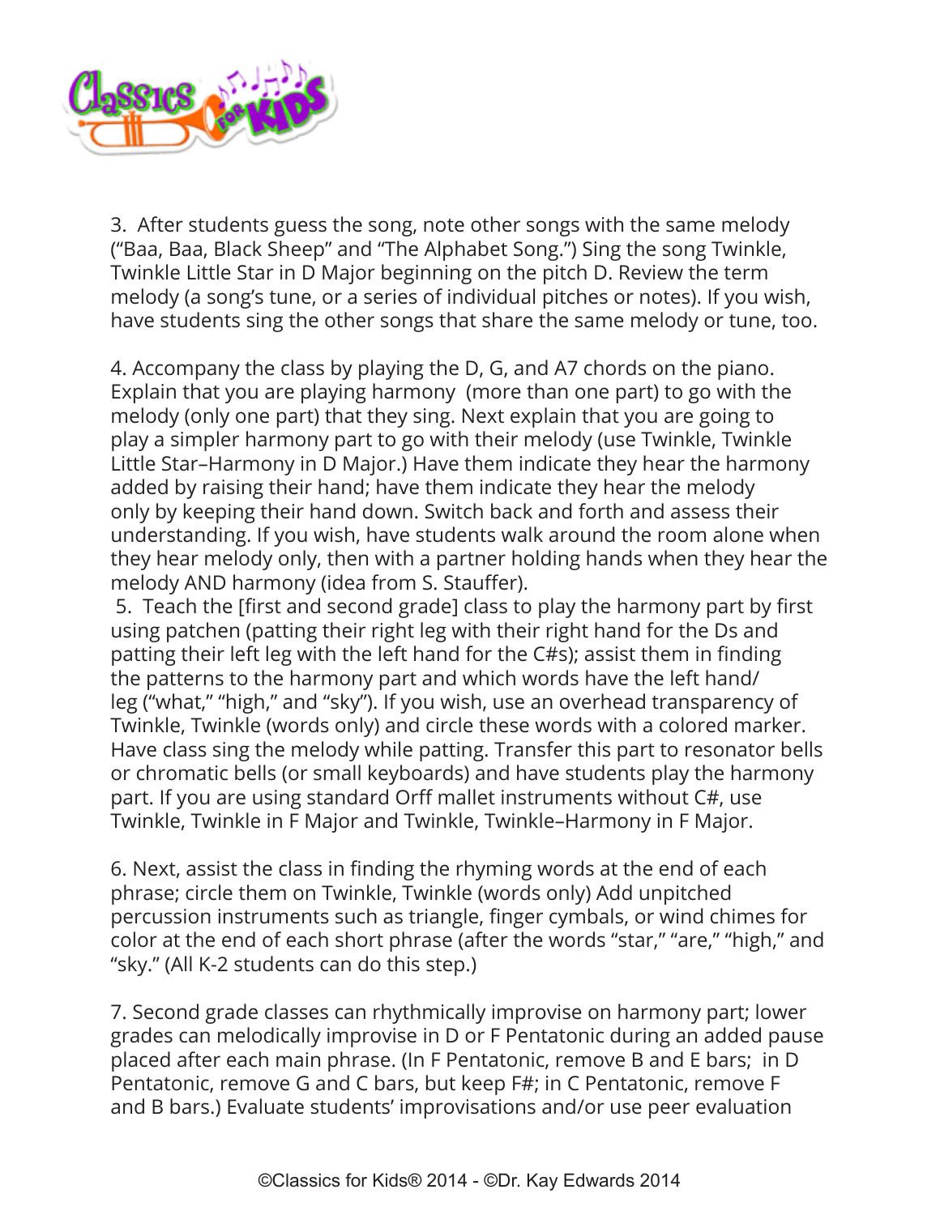3. After students guess the song, note other songs with the same melody ("Baa, Baa, Black Sheep" and "The Alphabet Song.") Sing the song Twinkle, Twinkle Little Star in D Major beginning on the pitch D. Review the term melody (a song's tune, or a series of individual pitches or notes). If you wish, have students sing the other songs that share the same melody or tune, too.

4. Accompany the class by playing the D, G, and A7 chords on the piano. Explain that you are playing harmony (more than one part) to go with the melody (only one part) that they sing. Next explain that you are going to play a simpler harmony part to go with their melody (use Twinkle, Twinkle Little Star–Harmony in D Major.) Have them indicate they hear the harmony added by raising their hand; have them indicate they hear the melody only by keeping their hand down. Switch back and forth and assess their understanding. If you wish, have students walk around the room alone when they hear melody only, then with a partner holding hands when they hear the melody AND harmony (idea from S. Stauffer).

5. Teach the [first and second grade] class to play the harmony part by first using patchen (patting their right leg with their right hand for the Ds and patting their left leg with the left hand for the C#s); assist them in finding the patterns to the harmony part and which words have the left hand/leg ("what," "high," and "sky"). If you wish, use an overhead transparency of Twinkle, Twinkle (words only) and circle these words with a colored marker. Have class sing the melody while patting. Transfer this part to resonator bells or chromatic bells (or small keyboards) and have students play the harmony part. If you are using standard Orff mallet instruments without C#, use Twinkle, Twinkle in F Major and Twinkle, Twinkle–Harmony in F Major.

6. Next, assist the class in finding the rhyming words at the end of each phrase; circle them on Twinkle, Twinkle (words only) Add unpitched percussion instruments such as triangle, finger cymbals, or wind chimes for color at the end of each short phrase (after the words "star," "are," "high," and "sky." (All K-2 students can do this step.)

7. Second grade classes can rhythmically improvise on harmony part; lower grades can melodically improvise in D or F Pentatonic during an added pause placed after each main phrase. (In F Pentatonic, remove B and E bars; in D Pentatonic, remove G and C bars, but keep F#; in C Pentatonic, remove F and B bars.) Evaluate students' improvisations and/or use peer evaluation

©Classics for Kids® 2014 - ©Dr. Kay Edwards 2014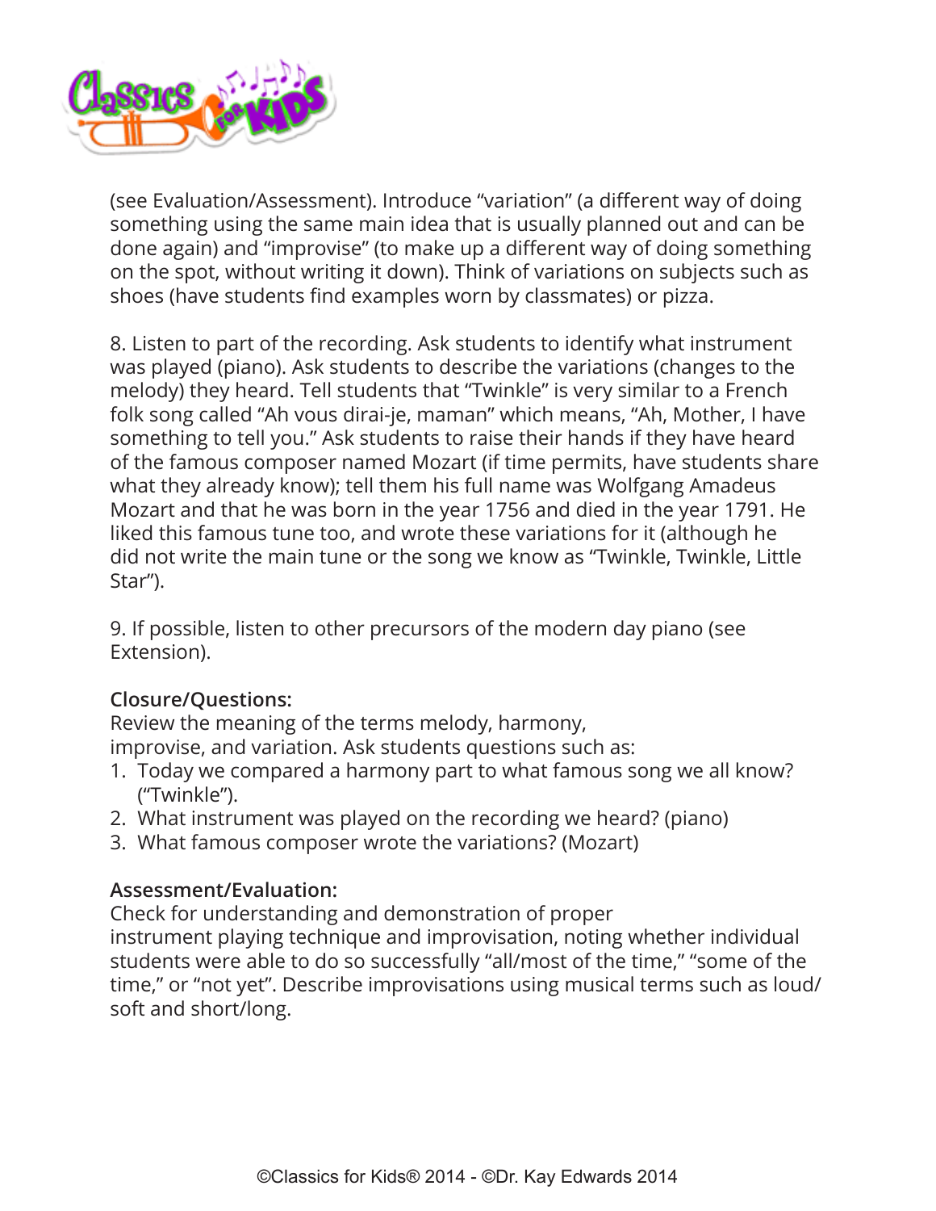(see Evaluation/Assessment). Introduce "variation" (a different way of doing something using the same main idea that is usually planned out and can be done again) and "improvise" (to make up a different way of doing something on the spot, without writing it down). Think of variations on subjects such as shoes (have students find examples worn by classmates) or pizza.

8. Listen to part of the recording. Ask students to identify what instrument was played (piano). Ask students to describe the variations (changes to the melody) they heard. Tell students that "Twinkle" is very similar to a French folk song called "Ah vous dirai-je, maman" which means, "Ah, Mother, I have something to tell you." Ask students to raise their hands if they have heard of the famous composer named Mozart (if time permits, have students share what they already know); tell them his full name was Wolfgang Amadeus Mozart and that he was born in the year 1756 and died in the year 1791. He liked this famous tune too, and wrote these variations for it (although he did not write the main tune or the song we know as "Twinkle, Twinkle, Little Star").

9. If possible, listen to other precursors of the modern day piano (see Extension).

**Closure/Questions:**
Review the meaning of the terms melody, harmony, improvise, and variation. Ask students questions such as:

1. Today we compared a harmony part to what famous song we all know? ("Twinkle").
2. What instrument was played on the recording we heard? (piano)
3. What famous composer wrote the variations? (Mozart)

**Assessment/Evaluation:**
Check for understanding and demonstration of proper instrument playing technique and improvisation, noting whether individual students were able to do so successfully "all/most of the time," "some of the time," or "not yet". Describe improvisations using musical terms such as loud/soft and short/long.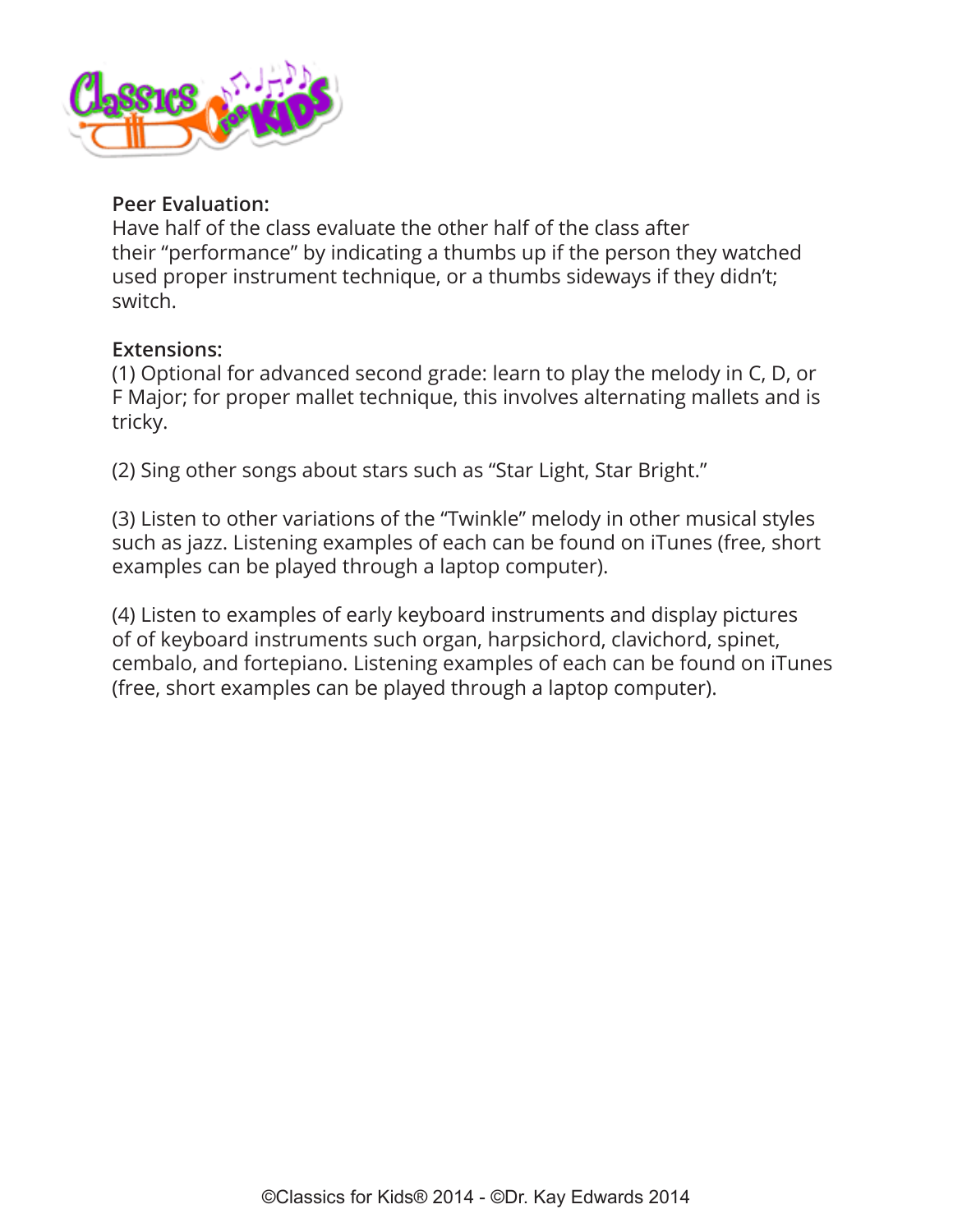**Peer Evaluation:**
Have half of the class evaluate the other half of the class after their “performance” by indicating a thumbs up if the person they watched used proper instrument technique, or a thumbs sideways if they didn’t; switch.

**Extensions:**
(1) Optional for advanced second grade: learn to play the melody in C, D, or F Major; for proper mallet technique, this involves alternating mallets and is tricky.

(2) Sing other songs about stars such as “Star Light, Star Bright.”

(3) Listen to other variations of the “Twinkle” melody in other musical styles such as jazz. Listening examples of each can be found on iTunes (free, short examples can be played through a laptop computer).

(4) Listen to examples of early keyboard instruments and display pictures of of keyboard instruments such organ, harpsichord, clavichord, spinet, cembalo, and fortepiano. Listening examples of each can be found on iTunes (free, short examples can be played through a laptop computer).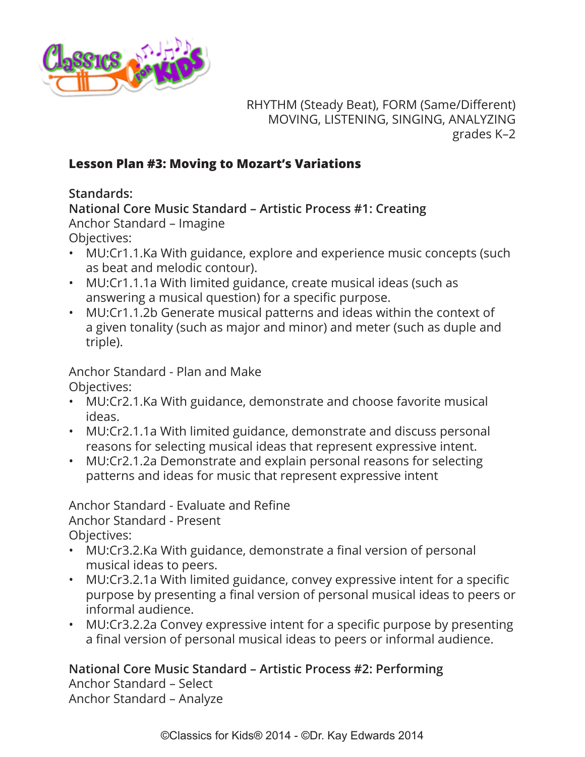RHYTHM (Steady Beat), FORM (Same/Different)
MOVING, LISTENING, SINGING, ANALYZING
grades K–2

## Lesson Plan #3: Moving to Mozart's Variations

**Standards:**

**National Core Music Standard – Artistic Process #1: Creating**

Anchor Standard – Imagine

Objectives:

- MU:Cr1.1.Ka With guidance, explore and experience music concepts (such as beat and melodic contour).
- MU:Cr1.1.1a With limited guidance, create musical ideas (such as answering a musical question) for a specific purpose.
- MU:Cr1.1.2b Generate musical patterns and ideas within the context of a given tonality (such as major and minor) and meter (such as duple and triple).

Anchor Standard - Plan and Make

Objectives:

- MU:Cr2.1.Ka With guidance, demonstrate and choose favorite musical ideas.
- MU:Cr2.1.1a With limited guidance, demonstrate and discuss personal reasons for selecting musical ideas that represent expressive intent.
- MU:Cr2.1.2a Demonstrate and explain personal reasons for selecting patterns and ideas for music that represent expressive intent

Anchor Standard - Evaluate and Refine

Anchor Standard - Present

Objectives:

- MU:Cr3.2.Ka With guidance, demonstrate a final version of personal musical ideas to peers.
- MU:Cr3.2.1a With limited guidance, convey expressive intent for a specific purpose by presenting a final version of personal musical ideas to peers or informal audience.
- MU:Cr3.2.2a Convey expressive intent for a specific purpose by presenting a final version of personal musical ideas to peers or informal audience.

**National Core Music Standard – Artistic Process #2: Performing**

Anchor Standard – Select

Anchor Standard – Analyze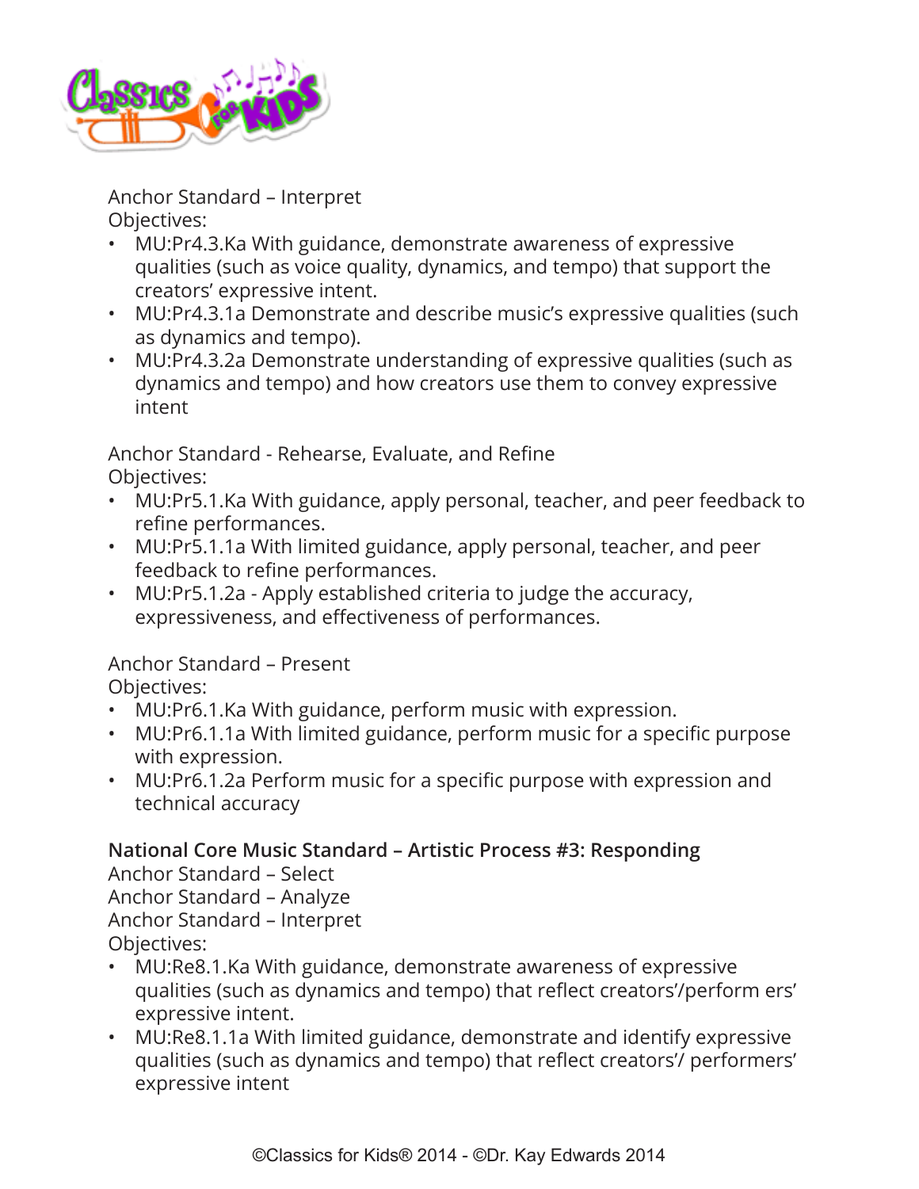Anchor Standard – Interpret
Objectives:

- MU:Pr4.3.Ka With guidance, demonstrate awareness of expressive qualities (such as voice quality, dynamics, and tempo) that support the creators' expressive intent.
- MU:Pr4.3.1a Demonstrate and describe music's expressive qualities (such as dynamics and tempo).
- MU:Pr4.3.2a Demonstrate understanding of expressive qualities (such as dynamics and tempo) and how creators use them to convey expressive intent

Anchor Standard - Rehearse, Evaluate, and Refine
Objectives:

- MU:Pr5.1.Ka With guidance, apply personal, teacher, and peer feedback to refine performances.
- MU:Pr5.1.1a With limited guidance, apply personal, teacher, and peer feedback to refine performances.
- MU:Pr5.1.2a - Apply established criteria to judge the accuracy, expressiveness, and effectiveness of performances.

Anchor Standard – Present
Objectives:

- MU:Pr6.1.Ka With guidance, perform music with expression.
- MU:Pr6.1.1a With limited guidance, perform music for a specific purpose with expression.
- MU:Pr6.1.2a Perform music for a specific purpose with expression and technical accuracy

**National Core Music Standard – Artistic Process #3: Responding**
Anchor Standard – Select
Anchor Standard – Analyze
Anchor Standard – Interpret
Objectives:

- MU:Re8.1.Ka With guidance, demonstrate awareness of expressive qualities (such as dynamics and tempo) that reflect creators'/perform ers' expressive intent.
- MU:Re8.1.1a With limited guidance, demonstrate and identify expressive qualities (such as dynamics and tempo) that reflect creators'/ performers' expressive intent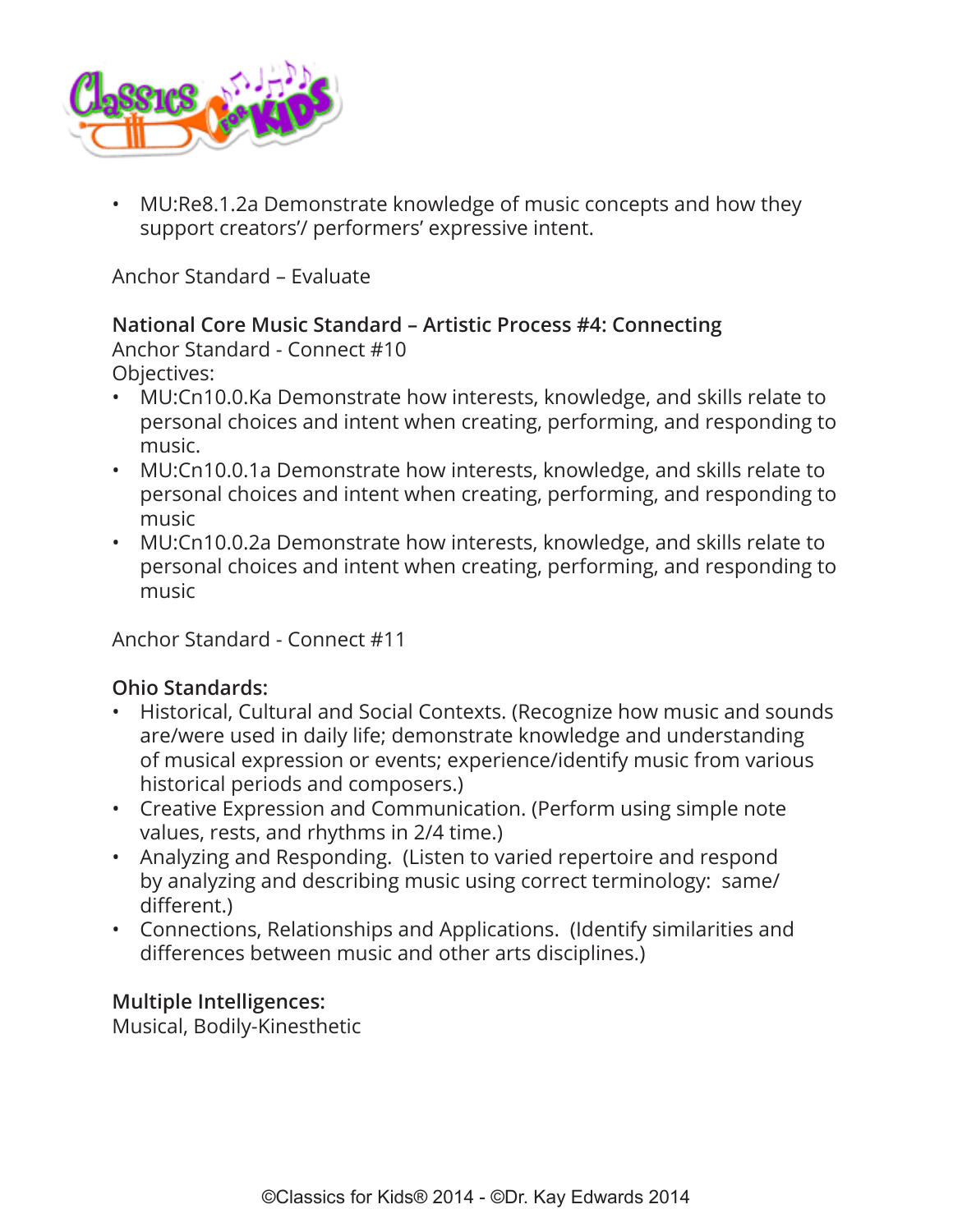- MU:Re8.1.2a Demonstrate knowledge of music concepts and how they support creators'/ performers' expressive intent.

Anchor Standard – Evaluate

**National Core Music Standard – Artistic Process #4: Connecting**
Anchor Standard - Connect #10
Objectives:

- MU:Cn10.0.Ka Demonstrate how interests, knowledge, and skills relate to personal choices and intent when creating, performing, and responding to music.
- MU:Cn10.0.1a Demonstrate how interests, knowledge, and skills relate to personal choices and intent when creating, performing, and responding to music
- MU:Cn10.0.2a Demonstrate how interests, knowledge, and skills relate to personal choices and intent when creating, performing, and responding to music

Anchor Standard - Connect #11

**Ohio Standards:**

- Historical, Cultural and Social Contexts. (Recognize how music and sounds are/were used in daily life; demonstrate knowledge and understanding of musical expression or events; experience/identify music from various historical periods and composers.)
- Creative Expression and Communication. (Perform using simple note values, rests, and rhythms in 2/4 time.)
- Analyzing and Responding. (Listen to varied repertoire and respond by analyzing and describing music using correct terminology: same/ different.)
- Connections, Relationships and Applications. (Identify similarities and differences between music and other arts disciplines.)

**Multiple Intelligences:**
Musical, Bodily-Kinesthetic

©Classics for Kids® 2014 - ©Dr. Kay Edwards 2014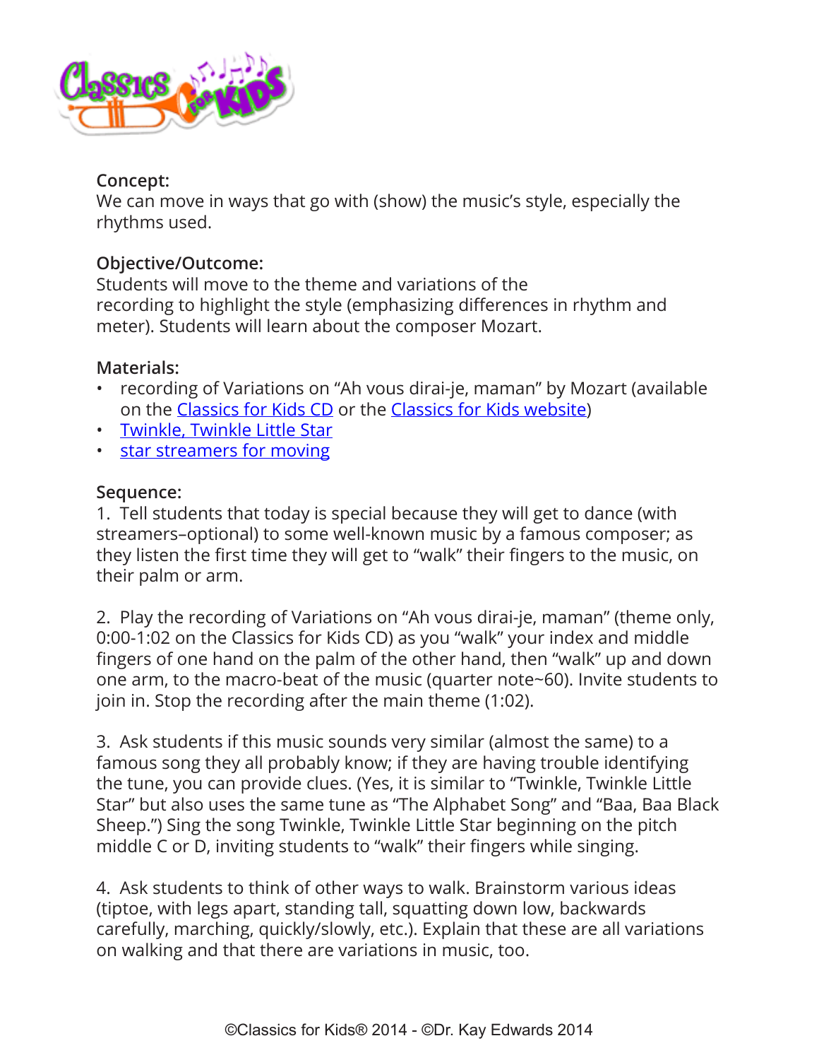**Concept:**
We can move in ways that go with (show) the music's style, especially the rhythms used.

**Objective/Outcome:**
Students will move to the theme and variations of the recording to highlight the style (emphasizing differences in rhythm and meter). Students will learn about the composer Mozart.

**Materials:**

- recording of Variations on "Ah vous dirai-je, maman" by Mozart (available on the Classics for Kids CD or the Classics for Kids website)
- Twinkle, Twinkle Little Star
- star streamers for moving

**Sequence:**

1. Tell students that today is special because they will get to dance (with streamers–optional) to some well-known music by a famous composer; as they listen the first time they will get to "walk" their fingers to the music, on their palm or arm.

2. Play the recording of Variations on "Ah vous dirai-je, maman" (theme only, 0:00-1:02 on the Classics for Kids CD) as you "walk" your index and middle fingers of one hand on the palm of the other hand, then "walk" up and down one arm, to the macro-beat of the music (quarter note~60). Invite students to join in. Stop the recording after the main theme (1:02).

3. Ask students if this music sounds very similar (almost the same) to a famous song they all probably know; if they are having trouble identifying the tune, you can provide clues. (Yes, it is similar to "Twinkle, Twinkle Little Star" but also uses the same tune as "The Alphabet Song" and "Baa, Baa Black Sheep.") Sing the song Twinkle, Twinkle Little Star beginning on the pitch middle C or D, inviting students to "walk" their fingers while singing.

4. Ask students to think of other ways to walk. Brainstorm various ideas (tiptoe, with legs apart, standing tall, squatting down low, backwards carefully, marching, quickly/slowly, etc.). Explain that these are all variations on walking and that there are variations in music, too.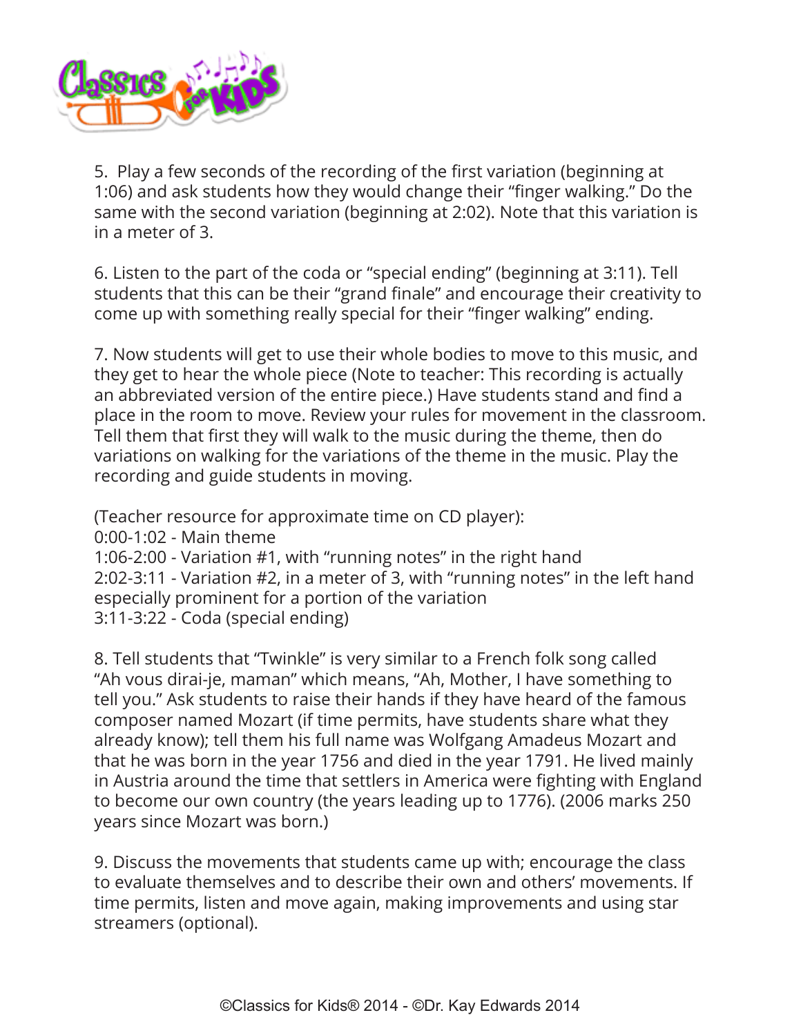5. Play a few seconds of the recording of the first variation (beginning at 1:06) and ask students how they would change their "finger walking." Do the same with the second variation (beginning at 2:02). Note that this variation is in a meter of 3.

6. Listen to the part of the coda or "special ending" (beginning at 3:11). Tell students that this can be their "grand finale" and encourage their creativity to come up with something really special for their "finger walking" ending.

7. Now students will get to use their whole bodies to move to this music, and they get to hear the whole piece (Note to teacher: This recording is actually an abbreviated version of the entire piece.) Have students stand and find a place in the room to move. Review your rules for movement in the classroom. Tell them that first they will walk to the music during the theme, then do variations on walking for the variations of the theme in the music. Play the recording and guide students in moving.

(Teacher resource for approximate time on CD player):
0:00-1:02 - Main theme
1:06-2:00 - Variation #1, with "running notes" in the right hand
2:02-3:11 - Variation #2, in a meter of 3, with "running notes" in the left hand especially prominent for a portion of the variation
3:11-3:22 - Coda (special ending)

8. Tell students that "Twinkle" is very similar to a French folk song called "Ah vous dirai-je, maman" which means, "Ah, Mother, I have something to tell you." Ask students to raise their hands if they have heard of the famous composer named Mozart (if time permits, have students share what they already know); tell them his full name was Wolfgang Amadeus Mozart and that he was born in the year 1756 and died in the year 1791. He lived mainly in Austria around the time that settlers in America were fighting with England to become our own country (the years leading up to 1776). (2006 marks 250 years since Mozart was born.)

9. Discuss the movements that students came up with; encourage the class to evaluate themselves and to describe their own and others' movements. If time permits, listen and move again, making improvements and using star streamers (optional).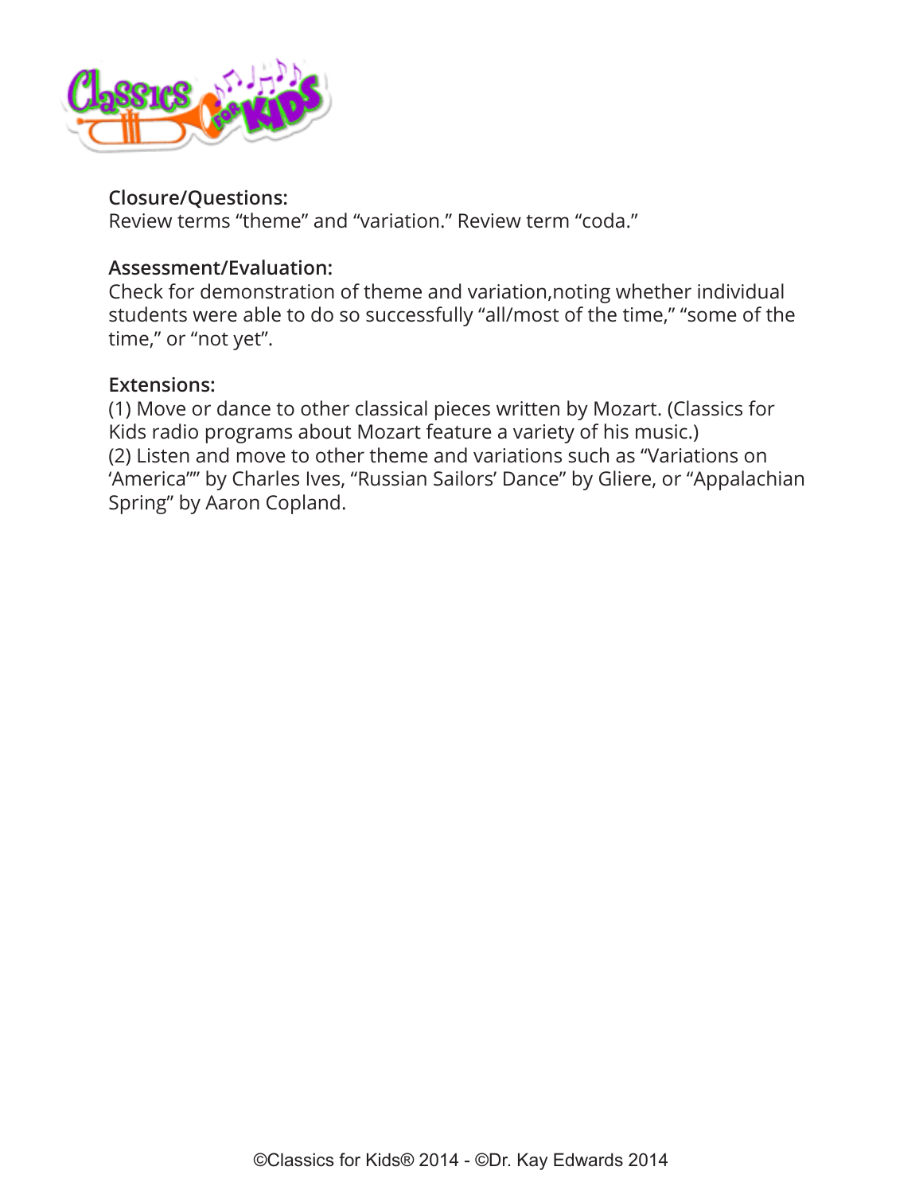**Closure/Questions:**
Review terms “theme” and “variation.” Review term “coda.”

**Assessment/Evaluation:**
Check for demonstration of theme and variation,noting whether individual students were able to do so successfully “all/most of the time,” “some of the time,” or “not yet”.

**Extensions:**
(1) Move or dance to other classical pieces written by Mozart. (Classics for Kids radio programs about Mozart feature a variety of his music.)
(2) Listen and move to other theme and variations such as “Variations on ‘America’” by Charles Ives, “Russian Sailors’ Dance” by Gliere, or “Appalachian Spring” by Aaron Copland.

©Classics for Kids® 2014 - ©Dr. Kay Edwards 2014